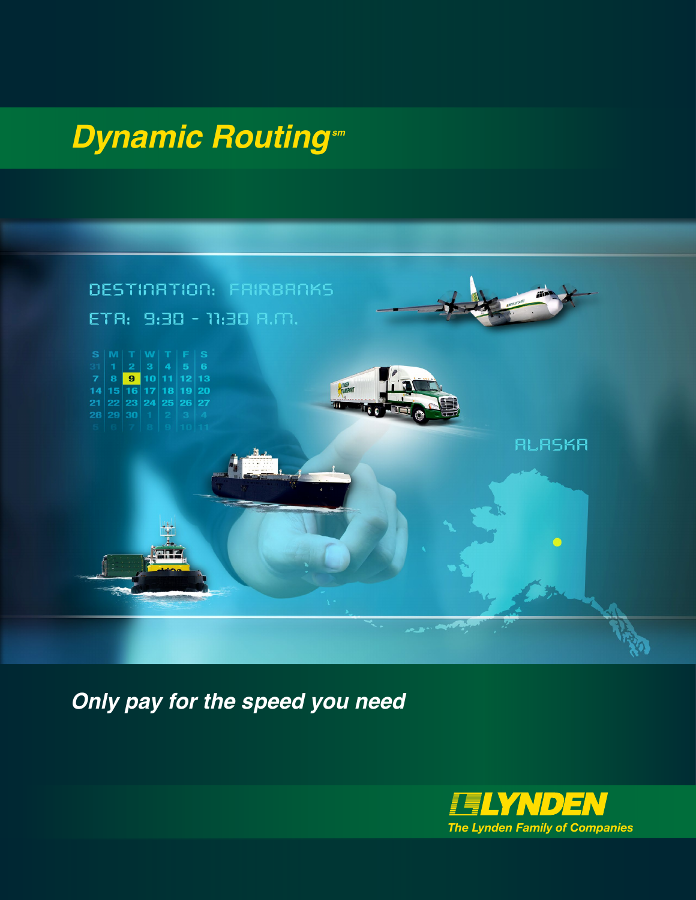# *Dynamic Routing*[sm]

DESTINATION: FAIRBANKS

ETA: 9:30 - 11:30 A.M.

| S | M | T | W | T | F | S |
|---|---|---|---|---|---|---|
| 31 | 1 | 2 | 3 | 4 | 5 | 6 |
| 7 | 8 | 9 | 10 | 11 | 12 | 13 |
| 14 | 15 | 16 | 17 | 18 | 19 | 20 |
| 21 | 22 | 23 | 24 | 25 | 26 | 27 |
| 28 | 29 | 30 | 1 | 2 | 3 | 4 |
| 5 | 6 | 7 | 8 | 9 | 10 | 11 |

ALASKA

***Only pay for the speed you need***

**LYNDEN**

*The Lynden Family of Companies*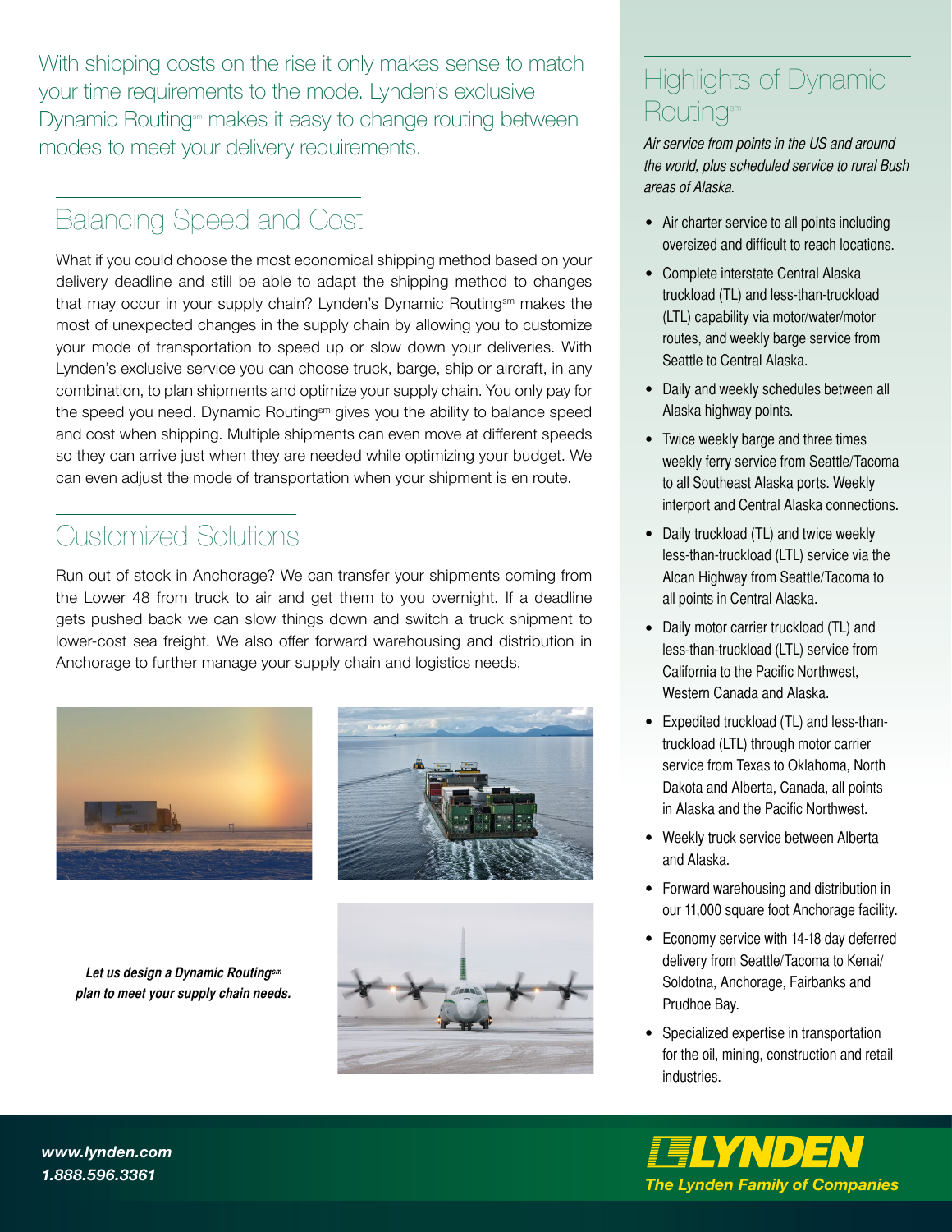With shipping costs on the rise it only makes sense to match your time requirements to the mode. Lynden's exclusive Dynamic Routing℠ makes it easy to change routing between modes to meet your delivery requirements.

## Balancing Speed and Cost

What if you could choose the most economical shipping method based on your delivery deadline and still be able to adapt the shipping method to changes that may occur in your supply chain? Lynden's Dynamic Routing℠ makes the most of unexpected changes in the supply chain by allowing you to customize your mode of transportation to speed up or slow down your deliveries. With Lynden's exclusive service you can choose truck, barge, ship or aircraft, in any combination, to plan shipments and optimize your supply chain. You only pay for the speed you need. Dynamic Routing℠ gives you the ability to balance speed and cost when shipping. Multiple shipments can even move at different speeds so they can arrive just when they are needed while optimizing your budget. We can even adjust the mode of transportation when your shipment is en route.

## Customized Solutions

Run out of stock in Anchorage? We can transfer your shipments coming from the Lower 48 from truck to air and get them to you overnight. If a deadline gets pushed back we can slow things down and switch a truck shipment to lower-cost sea freight. We also offer forward warehousing and distribution in Anchorage to further manage your supply chain and logistics needs.

***Let us design a Dynamic Routing℠ plan to meet your supply chain needs.***

## Highlights of Dynamic Routing℠

*Air service from points in the US and around the world, plus scheduled service to rural Bush areas of Alaska.*

- Air charter service to all points including oversized and difficult to reach locations.
- Complete interstate Central Alaska truckload (TL) and less-than-truckload (LTL) capability via motor/water/motor routes, and weekly barge service from Seattle to Central Alaska.
- Daily and weekly schedules between all Alaska highway points.
- Twice weekly barge and three times weekly ferry service from Seattle/Tacoma to all Southeast Alaska ports. Weekly interport and Central Alaska connections.
- Daily truckload (TL) and twice weekly less-than-truckload (LTL) service via the Alcan Highway from Seattle/Tacoma to all points in Central Alaska.
- Daily motor carrier truckload (TL) and less-than-truckload (LTL) service from California to the Pacific Northwest, Western Canada and Alaska.
- Expedited truckload (TL) and less-than-truckload (LTL) through motor carrier service from Texas to Oklahoma, North Dakota and Alberta, Canada, all points in Alaska and the Pacific Northwest.
- Weekly truck service between Alberta and Alaska.
- Forward warehousing and distribution in our 11,000 square foot Anchorage facility.
- Economy service with 14-18 day deferred delivery from Seattle/Tacoma to Kenai/Soldotna, Anchorage, Fairbanks and Prudhoe Bay.
- Specialized expertise in transportation for the oil, mining, construction and retail industries.

***www.lynden.com***
***1.888.596.3361***

**LYNDEN**
*The Lynden Family of Companies*